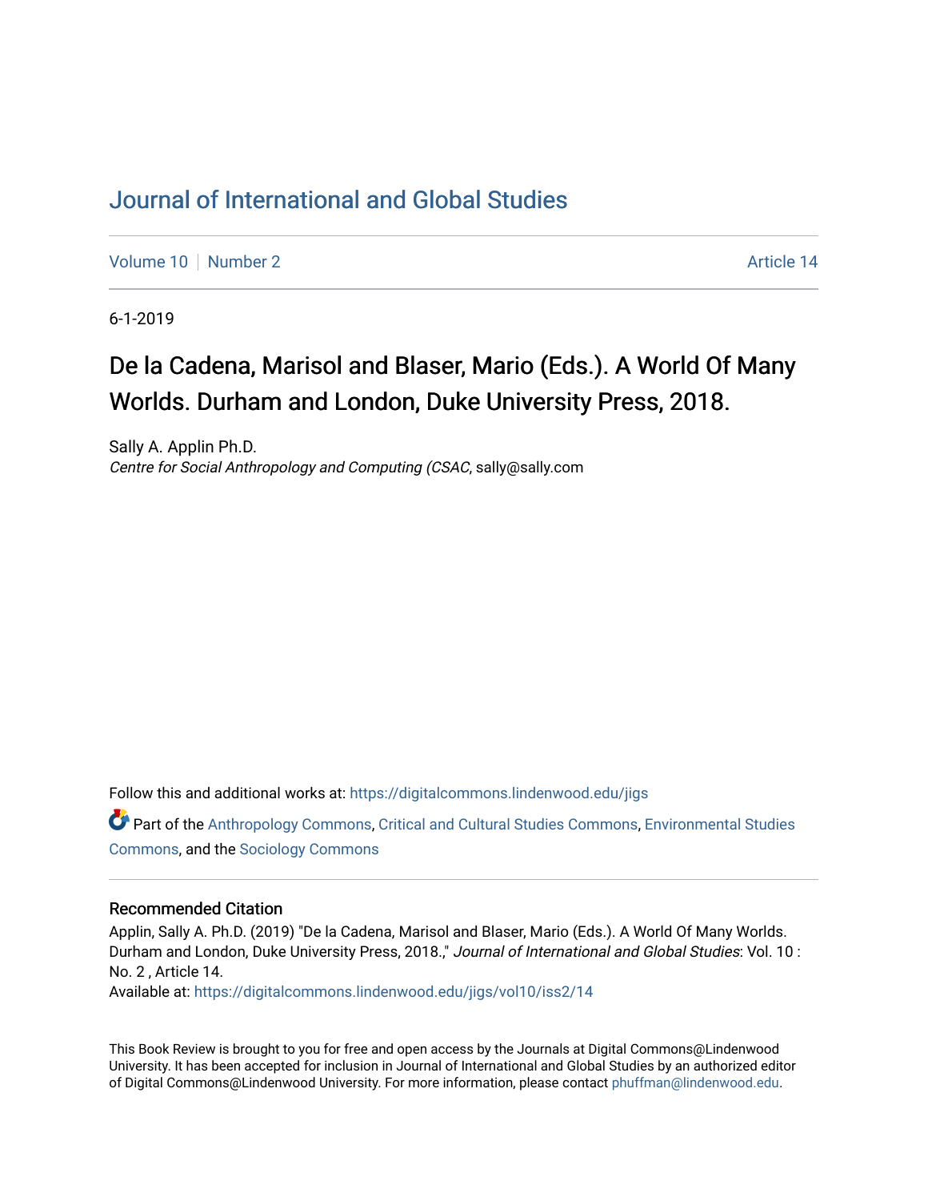# Journal of International and Global Studies

Volume 10 | Number 2 | Article 14

6-1-2019

## De la Cadena, Marisol and Blaser, Mario (Eds.). A World Of Many Worlds. Durham and London, Duke University Press, 2018.

Sally A. Applin Ph.D.
*Centre for Social Anthropology and Computing (CSAC*, sally@sally.com

Follow this and additional works at: https://digitalcommons.lindenwood.edu/jigs

Part of the Anthropology Commons, Critical and Cultural Studies Commons, Environmental Studies Commons, and the Sociology Commons

### Recommended Citation

Applin, Sally A. Ph.D. (2019) "De la Cadena, Marisol and Blaser, Mario (Eds.). A World Of Many Worlds. Durham and London, Duke University Press, 2018.," *Journal of International and Global Studies*: Vol. 10 : No. 2 , Article 14.
Available at: https://digitalcommons.lindenwood.edu/jigs/vol10/iss2/14

This Book Review is brought to you for free and open access by the Journals at Digital Commons@Lindenwood University. It has been accepted for inclusion in Journal of International and Global Studies by an authorized editor of Digital Commons@Lindenwood University. For more information, please contact phuffman@lindenwood.edu.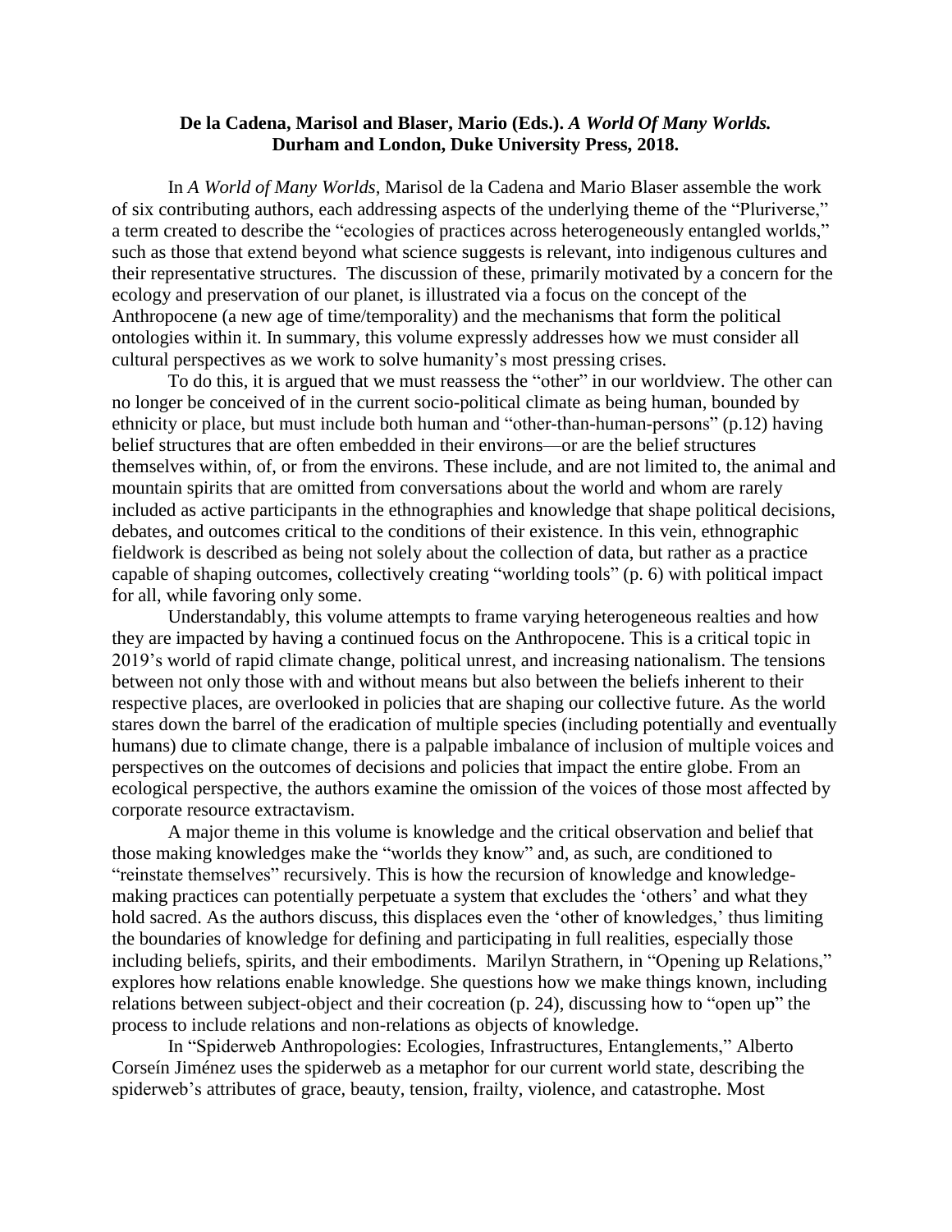**De la Cadena, Marisol and Blaser, Mario (Eds.). *A World Of Many Worlds.* Durham and London, Duke University Press, 2018.**

In *A World of Many Worlds*, Marisol de la Cadena and Mario Blaser assemble the work of six contributing authors, each addressing aspects of the underlying theme of the "Pluriverse," a term created to describe the "ecologies of practices across heterogeneously entangled worlds," such as those that extend beyond what science suggests is relevant, into indigenous cultures and their representative structures. The discussion of these, primarily motivated by a concern for the ecology and preservation of our planet, is illustrated via a focus on the concept of the Anthropocene (a new age of time/temporality) and the mechanisms that form the political ontologies within it. In summary, this volume expressly addresses how we must consider all cultural perspectives as we work to solve humanity's most pressing crises.

To do this, it is argued that we must reassess the "other" in our worldview. The other can no longer be conceived of in the current socio-political climate as being human, bounded by ethnicity or place, but must include both human and "other-than-human-persons" (p.12) having belief structures that are often embedded in their environs—or are the belief structures themselves within, of, or from the environs. These include, and are not limited to, the animal and mountain spirits that are omitted from conversations about the world and whom are rarely included as active participants in the ethnographies and knowledge that shape political decisions, debates, and outcomes critical to the conditions of their existence. In this vein, ethnographic fieldwork is described as being not solely about the collection of data, but rather as a practice capable of shaping outcomes, collectively creating "worlding tools" (p. 6) with political impact for all, while favoring only some.

Understandably, this volume attempts to frame varying heterogeneous realties and how they are impacted by having a continued focus on the Anthropocene. This is a critical topic in 2019's world of rapid climate change, political unrest, and increasing nationalism. The tensions between not only those with and without means but also between the beliefs inherent to their respective places, are overlooked in policies that are shaping our collective future. As the world stares down the barrel of the eradication of multiple species (including potentially and eventually humans) due to climate change, there is a palpable imbalance of inclusion of multiple voices and perspectives on the outcomes of decisions and policies that impact the entire globe. From an ecological perspective, the authors examine the omission of the voices of those most affected by corporate resource extractavism.

A major theme in this volume is knowledge and the critical observation and belief that those making knowledges make the "worlds they know" and, as such, are conditioned to "reinstate themselves" recursively. This is how the recursion of knowledge and knowledge-making practices can potentially perpetuate a system that excludes the 'others' and what they hold sacred. As the authors discuss, this displaces even the 'other of knowledges,' thus limiting the boundaries of knowledge for defining and participating in full realities, especially those including beliefs, spirits, and their embodiments. Marilyn Strathern, in "Opening up Relations," explores how relations enable knowledge. She questions how we make things known, including relations between subject-object and their cocreation (p. 24), discussing how to "open up" the process to include relations and non-relations as objects of knowledge.

In "Spiderweb Anthropologies: Ecologies, Infrastructures, Entanglements," Alberto Corseín Jiménez uses the spiderweb as a metaphor for our current world state, describing the spiderweb's attributes of grace, beauty, tension, frailty, violence, and catastrophe. Most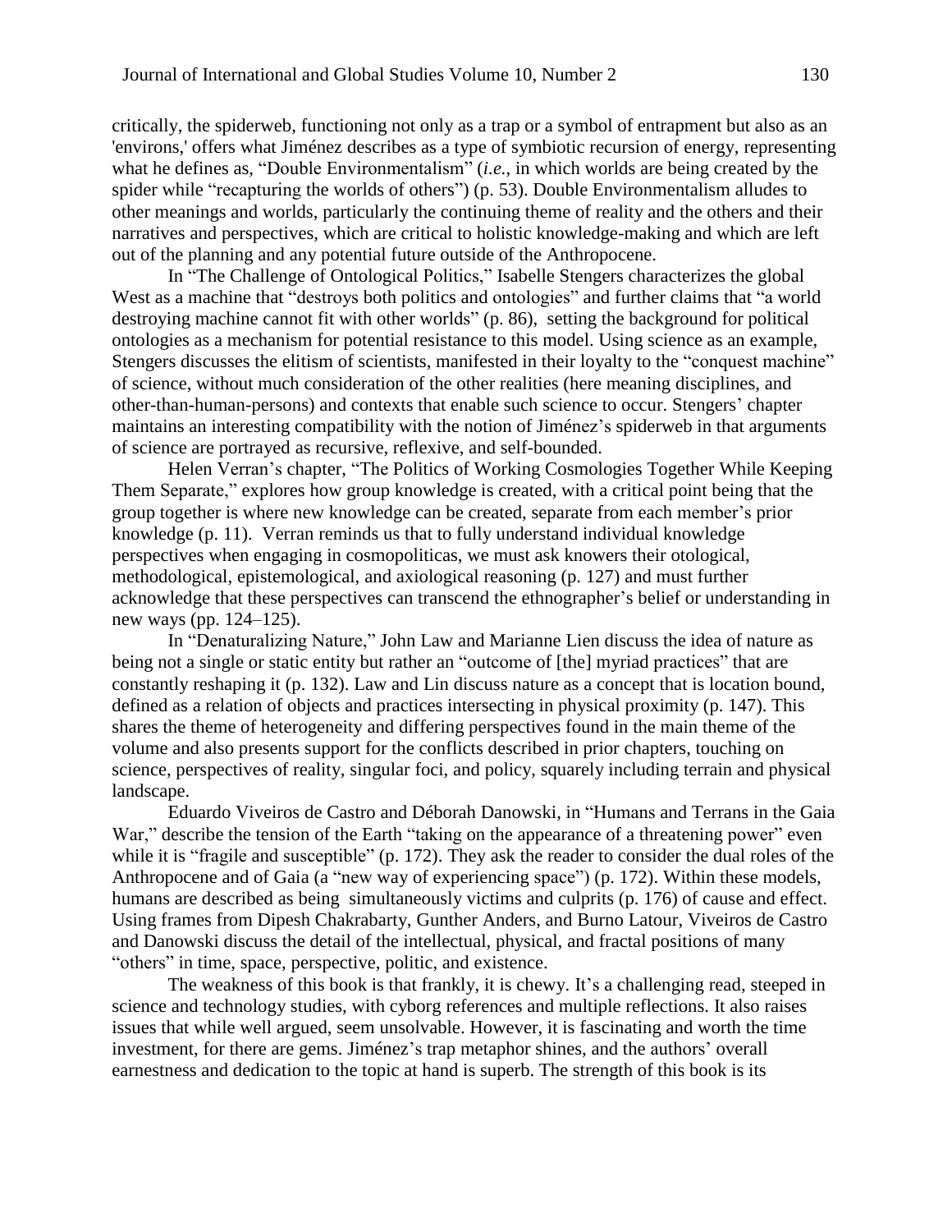critically, the spiderweb, functioning not only as a trap or a symbol of entrapment but also as an 'environs,' offers what Jiménez describes as a type of symbiotic recursion of energy, representing what he defines as, "Double Environmentalism" (*i.e.*, in which worlds are being created by the spider while "recapturing the worlds of others") (p. 53). Double Environmentalism alludes to other meanings and worlds, particularly the continuing theme of reality and the others and their narratives and perspectives, which are critical to holistic knowledge-making and which are left out of the planning and any potential future outside of the Anthropocene.

In "The Challenge of Ontological Politics," Isabelle Stengers characterizes the global West as a machine that "destroys both politics and ontologies" and further claims that "a world destroying machine cannot fit with other worlds" (p. 86), setting the background for political ontologies as a mechanism for potential resistance to this model. Using science as an example, Stengers discusses the elitism of scientists, manifested in their loyalty to the "conquest machine" of science, without much consideration of the other realities (here meaning disciplines, and other-than-human-persons) and contexts that enable such science to occur. Stengers' chapter maintains an interesting compatibility with the notion of Jiménez's spiderweb in that arguments of science are portrayed as recursive, reflexive, and self-bounded.

Helen Verran's chapter, "The Politics of Working Cosmologies Together While Keeping Them Separate," explores how group knowledge is created, with a critical point being that the group together is where new knowledge can be created, separate from each member's prior knowledge (p. 11). Verran reminds us that to fully understand individual knowledge perspectives when engaging in cosmopoliticas, we must ask knowers their otological, methodological, epistemological, and axiological reasoning (p. 127) and must further acknowledge that these perspectives can transcend the ethnographer's belief or understanding in new ways (pp. 124–125).

In "Denaturalizing Nature," John Law and Marianne Lien discuss the idea of nature as being not a single or static entity but rather an "outcome of [the] myriad practices" that are constantly reshaping it (p. 132). Law and Lin discuss nature as a concept that is location bound, defined as a relation of objects and practices intersecting in physical proximity (p. 147). This shares the theme of heterogeneity and differing perspectives found in the main theme of the volume and also presents support for the conflicts described in prior chapters, touching on science, perspectives of reality, singular foci, and policy, squarely including terrain and physical landscape.

Eduardo Viveiros de Castro and Déborah Danowski, in "Humans and Terrans in the Gaia War," describe the tension of the Earth "taking on the appearance of a threatening power" even while it is "fragile and susceptible" (p. 172). They ask the reader to consider the dual roles of the Anthropocene and of Gaia (a "new way of experiencing space") (p. 172). Within these models, humans are described as being simultaneously victims and culprits (p. 176) of cause and effect. Using frames from Dipesh Chakrabarty, Gunther Anders, and Burno Latour, Viveiros de Castro and Danowski discuss the detail of the intellectual, physical, and fractal positions of many "others" in time, space, perspective, politic, and existence.

The weakness of this book is that frankly, it is chewy. It's a challenging read, steeped in science and technology studies, with cyborg references and multiple reflections. It also raises issues that while well argued, seem unsolvable. However, it is fascinating and worth the time investment, for there are gems. Jiménez's trap metaphor shines, and the authors' overall earnestness and dedication to the topic at hand is superb. The strength of this book is its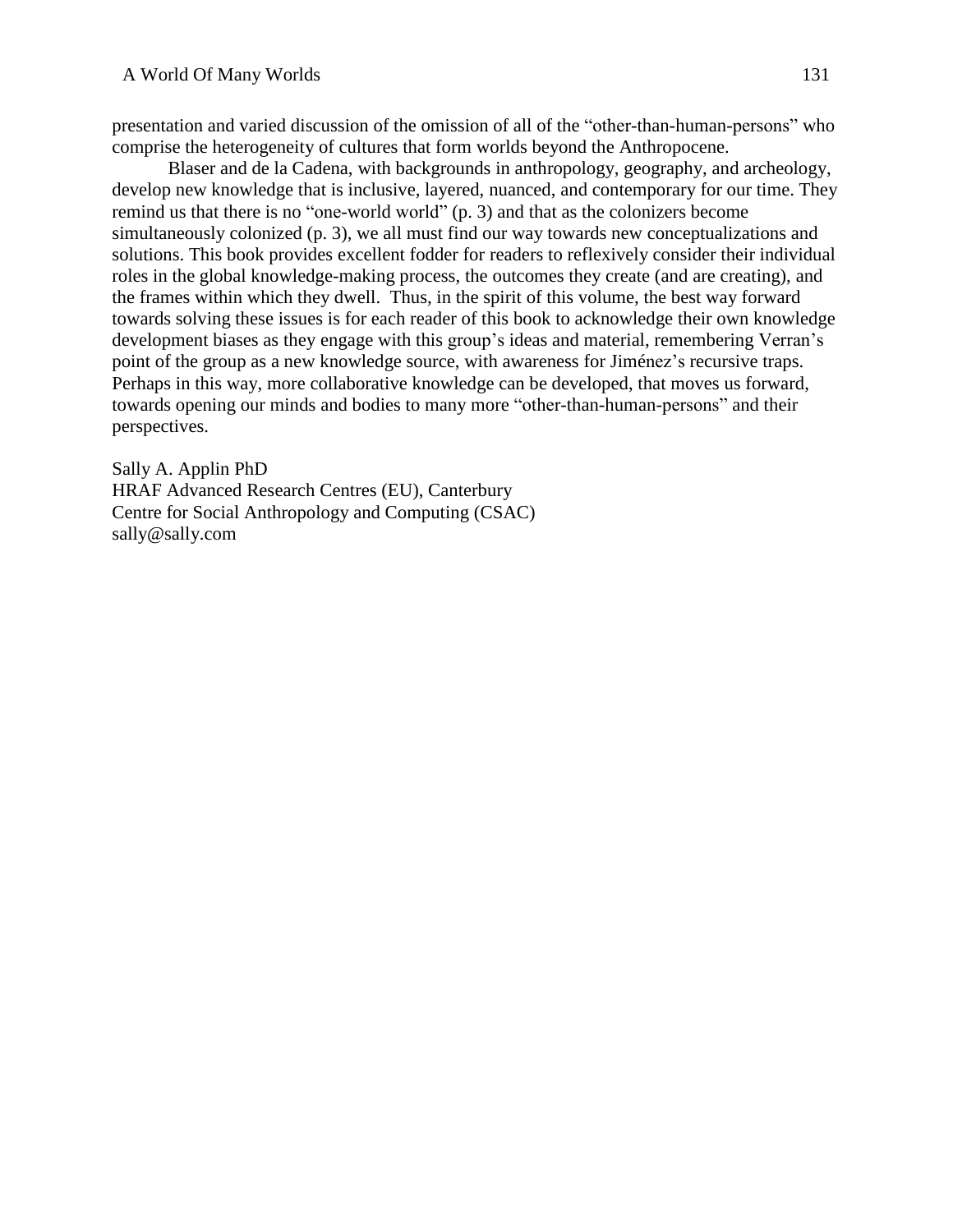presentation and varied discussion of the omission of all of the "other-than-human-persons" who comprise the heterogeneity of cultures that form worlds beyond the Anthropocene.

Blaser and de la Cadena, with backgrounds in anthropology, geography, and archeology, develop new knowledge that is inclusive, layered, nuanced, and contemporary for our time. They remind us that there is no "one-world world" (p. 3) and that as the colonizers become simultaneously colonized (p. 3), we all must find our way towards new conceptualizations and solutions. This book provides excellent fodder for readers to reflexively consider their individual roles in the global knowledge-making process, the outcomes they create (and are creating), and the frames within which they dwell. Thus, in the spirit of this volume, the best way forward towards solving these issues is for each reader of this book to acknowledge their own knowledge development biases as they engage with this group's ideas and material, remembering Verran's point of the group as a new knowledge source, with awareness for Jiménez's recursive traps. Perhaps in this way, more collaborative knowledge can be developed, that moves us forward, towards opening our minds and bodies to many more "other-than-human-persons" and their perspectives.

Sally A. Applin PhD
HRAF Advanced Research Centres (EU), Canterbury
Centre for Social Anthropology and Computing (CSAC)
sally@sally.com